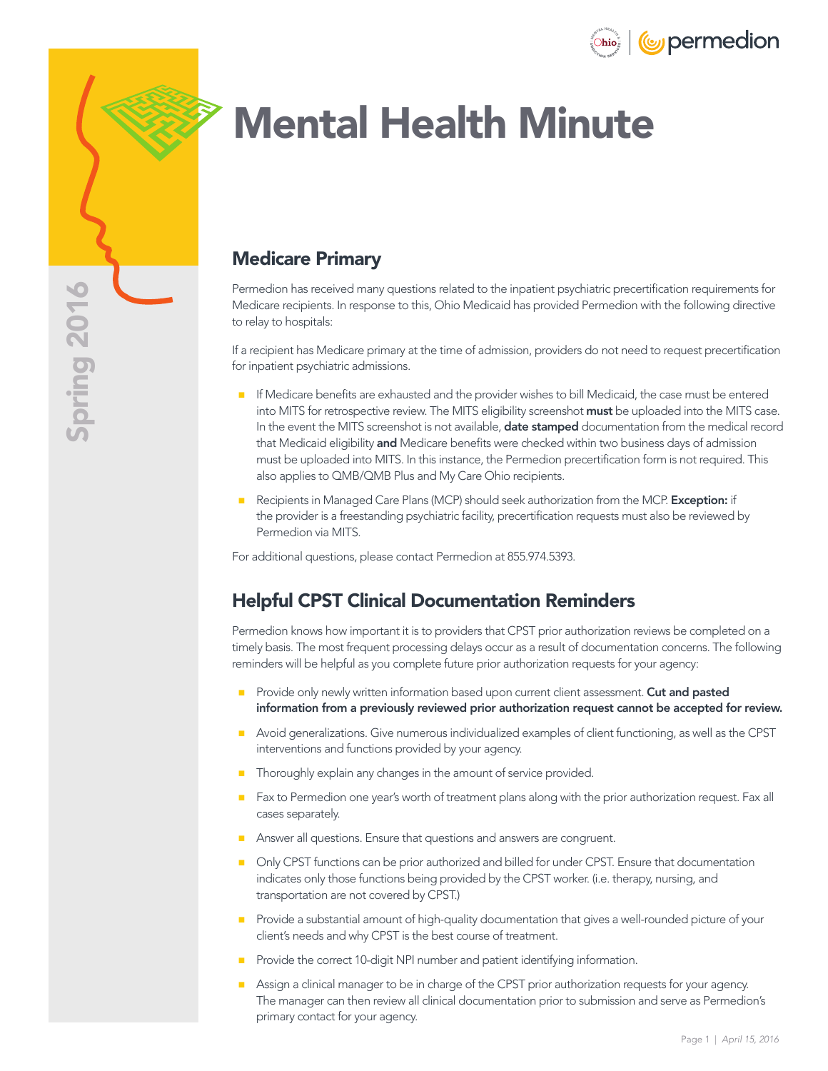# Mental Health Minute

Spring 2016

## Medicare Primary

Permedion has received many questions related to the inpatient psychiatric precertification requirements for Medicare recipients. In response to this, Ohio Medicaid has provided Permedion with the following directive to relay to hospitals:

If a recipient has Medicare primary at the time of admission, providers do not need to request precertification for inpatient psychiatric admissions.

- If Medicare benefits are exhausted and the provider wishes to bill Medicaid, the case must be entered into MITS for retrospective review. The MITS eligibility screenshot **must** be uploaded into the MITS case. In the event the MITS screenshot is not available, **date stamped** documentation from the medical record that Medicaid eligibility **and** Medicare benefits were checked within two business days of admission must be uploaded into MITS. In this instance, the Permedion precertification form is not required. This also applies to QMB/QMB Plus and My Care Ohio recipients.
- Recipients in Managed Care Plans (MCP) should seek authorization from the MCP. **Exception:** if the provider is a freestanding psychiatric facility, precertification requests must also be reviewed by Permedion via MITS.

For additional questions, please contact Permedion at 855.974.5393.

## Helpful CPST Clinical Documentation Reminders

Permedion knows how important it is to providers that CPST prior authorization reviews be completed on a timely basis. The most frequent processing delays occur as a result of documentation concerns. The following reminders will be helpful as you complete future prior authorization requests for your agency:

- Provide only newly written information based upon current client assessment. **Cut and pasted information from a previously reviewed prior authorization request cannot be accepted for review.**
- Avoid generalizations. Give numerous individualized examples of client functioning, as well as the CPST interventions and functions provided by your agency.
- Thoroughly explain any changes in the amount of service provided.
- Fax to Permedion one year's worth of treatment plans along with the prior authorization request. Fax all cases separately.
- Answer all questions. Ensure that questions and answers are congruent.
- Only CPST functions can be prior authorized and billed for under CPST. Ensure that documentation indicates only those functions being provided by the CPST worker. (i.e. therapy, nursing, and transportation are not covered by CPST.)
- Provide a substantial amount of high-quality documentation that gives a well-rounded picture of your client's needs and why CPST is the best course of treatment.
- Provide the correct 10-digit NPI number and patient identifying information.
- Assign a clinical manager to be in charge of the CPST prior authorization requests for your agency. The manager can then review all clinical documentation prior to submission and serve as Permedion's primary contact for your agency.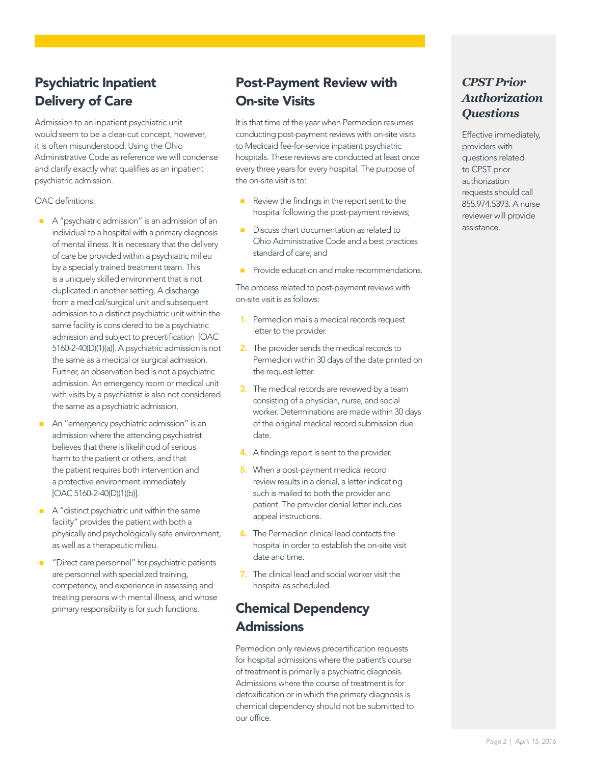## Psychiatric Inpatient Delivery of Care

Admission to an inpatient psychiatric unit would seem to be a clear-cut concept, however, it is often misunderstood. Using the Ohio Administrative Code as reference we will condense and clarify exactly what qualifies as an inpatient psychiatric admission.

OAC definitions:

- A "psychiatric admission" is an admission of an individual to a hospital with a primary diagnosis of mental illness. It is necessary that the delivery of care be provided within a psychiatric milieu by a specially trained treatment team. This is a uniquely skilled environment that is not duplicated in another setting. A discharge from a medical/surgical unit and subsequent admission to a distinct psychiatric unit within the same facility is considered to be a psychiatric admission and subject to precertification [OAC 5160-2-40(D)(1)(a)]. A psychiatric admission is not the same as a medical or surgical admission. Further, an observation bed is not a psychiatric admission. An emergency room or medical unit with visits by a psychiatrist is also not considered the same as a psychiatric admission.
- An "emergency psychiatric admission" is an admission where the attending psychiatrist believes that there is likelihood of serious harm to the patient or others, and that the patient requires both intervention and a protective environment immediately [OAC 5160-2-40(D)(1)(b)].
- A "distinct psychiatric unit within the same facility" provides the patient with both a physically and psychologically safe environment, as well as a therapeutic milieu.
- "Direct care personnel" for psychiatric patients are personnel with specialized training, competency, and experience in assessing and treating persons with mental illness, and whose primary responsibility is for such functions.

## Post-Payment Review with On-site Visits

It is that time of the year when Permedion resumes conducting post-payment reviews with on-site visits to Medicaid fee-for-service inpatient psychiatric hospitals. These reviews are conducted at least once every three years for every hospital. The purpose of the on-site visit is to:

- Review the findings in the report sent to the hospital following the post-payment reviews;
- Discuss chart documentation as related to Ohio Administrative Code and a best practices standard of care; and
- Provide education and make recommendations.

The process related to post-payment reviews with on-site visit is as follows:

1. Permedion mails a medical records request letter to the provider.
2. The provider sends the medical records to Permedion within 30 days of the date printed on the request letter.
3. The medical records are reviewed by a team consisting of a physician, nurse, and social worker. Determinations are made within 30 days of the original medical record submission due date.
4. A findings report is sent to the provider.
5. When a post-payment medical record review results in a denial, a letter indicating such is mailed to both the provider and patient. The provider denial letter includes appeal instructions.
6. The Permedion clinical lead contacts the hospital in order to establish the on-site visit date and time.
7. The clinical lead and social worker visit the hospital as scheduled.

## Chemical Dependency Admissions

Permedion only reviews precertification requests for hospital admissions where the patient's course of treatment is primarily a psychiatric diagnosis. Admissions where the course of treatment is for detoxification or in which the primary diagnosis is chemical dependency should not be submitted to our office.

### *CPST Prior Authorization Questions*

Effective immediately, providers with questions related to CPST prior authorization requests should call 855.974.5393. A nurse reviewer will provide assistance.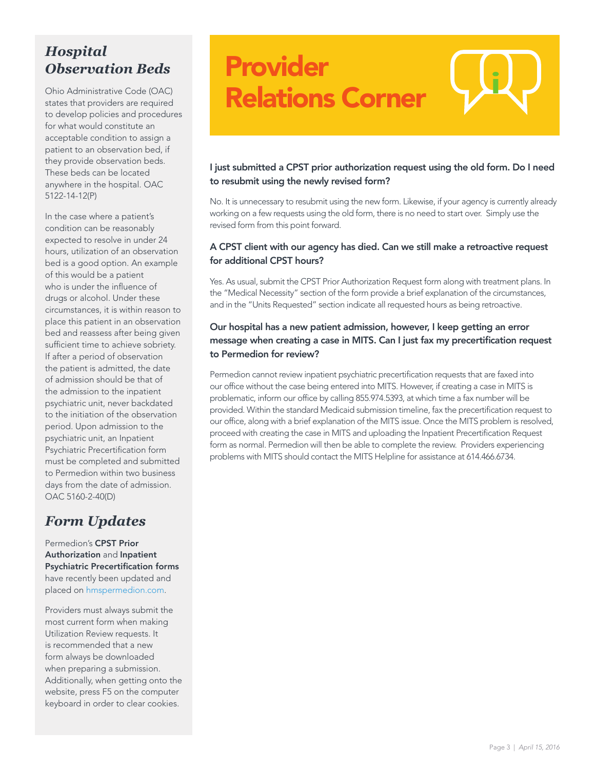# Provider Relations Corner

### I just submitted a CPST prior authorization request using the old form. Do I need to resubmit using the newly revised form?

No. It is unnecessary to resubmit using the new form. Likewise, if your agency is currently already working on a few requests using the old form, there is no need to start over. Simply use the revised form from this point forward.

### A CPST client with our agency has died. Can we still make a retroactive request for additional CPST hours?

Yes. As usual, submit the CPST Prior Authorization Request form along with treatment plans. In the "Medical Necessity" section of the form provide a brief explanation of the circumstances, and in the "Units Requested" section indicate all requested hours as being retroactive.

### Our hospital has a new patient admission, however, I keep getting an error message when creating a case in MITS. Can I just fax my precertification request to Permedion for review?

Permedion cannot review inpatient psychiatric precertification requests that are faxed into our office without the case being entered into MITS. However, if creating a case in MITS is problematic, inform our office by calling 855.974.5393, at which time a fax number will be provided. Within the standard Medicaid submission timeline, fax the precertification request to our office, along with a brief explanation of the MITS issue. Once the MITS problem is resolved, proceed with creating the case in MITS and uploading the Inpatient Precertification Request form as normal. Permedion will then be able to complete the review. Providers experiencing problems with MITS should contact the MITS Helpline for assistance at 614.466.6734.

## *Hospital Observation Beds*

Ohio Administrative Code (OAC) states that providers are required to develop policies and procedures for what would constitute an acceptable condition to assign a patient to an observation bed, if they provide observation beds. These beds can be located anywhere in the hospital. OAC 5122-14-12(P)

In the case where a patient's condition can be reasonably expected to resolve in under 24 hours, utilization of an observation bed is a good option. An example of this would be a patient who is under the influence of drugs or alcohol. Under these circumstances, it is within reason to place this patient in an observation bed and reassess after being given sufficient time to achieve sobriety. If after a period of observation the patient is admitted, the date of admission should be that of the admission to the inpatient psychiatric unit, never backdated to the initiation of the observation period. Upon admission to the psychiatric unit, an Inpatient Psychiatric Precertification form must be completed and submitted to Permedion within two business days from the date of admission. OAC 5160-2-40(D)

## *Form Updates*

Permedion's **CPST Prior Authorization** and **Inpatient Psychiatric Precertification forms** have recently been updated and placed on hmspermedion.com.

Providers must always submit the most current form when making Utilization Review requests. It is recommended that a new form always be downloaded when preparing a submission. Additionally, when getting onto the website, press F5 on the computer keyboard in order to clear cookies.